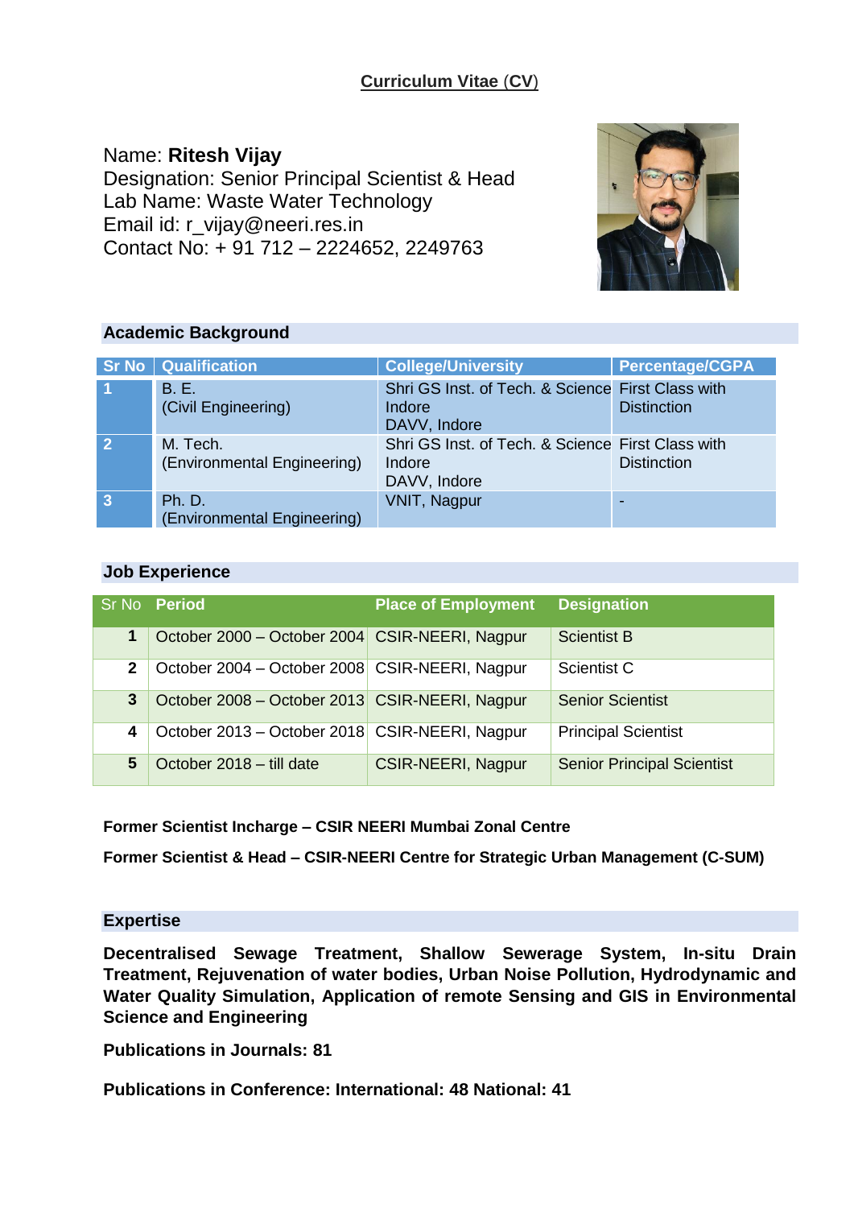# Curriculum Vitae (CV)

Name: **Ritesh Vijay**
Designation: Senior Principal Scientist & Head
Lab Name: Waste Water Technology
Email id: r_vijay@neeri.res.in
Contact No: + 91 712 – 2224652, 2249763

## Academic Background

| Sr No | Qualification | College/University | Percentage/CGPA |
|---|---|---|---|
| 1 | B. E. (Civil Engineering) | Shri GS Inst. of Tech. & Science Indore DAVV, Indore | First Class with Distinction |
| 2 | M. Tech. (Environmental Engineering) | Shri GS Inst. of Tech. & Science Indore DAVV, Indore | First Class with Distinction |
| 3 | Ph. D. (Environmental Engineering) | VNIT, Nagpur | - |

## Job Experience

| Sr No | Period | Place of Employment | Designation |
|---|---|---|---|
| 1 | October 2000 – October 2004 | CSIR-NEERI, Nagpur | Scientist B |
| 2 | October 2004 – October 2008 | CSIR-NEERI, Nagpur | Scientist C |
| 3 | October 2008 – October 2013 | CSIR-NEERI, Nagpur | Senior Scientist |
| 4 | October 2013 – October 2018 | CSIR-NEERI, Nagpur | Principal Scientist |
| 5 | October 2018 – till date | CSIR-NEERI, Nagpur | Senior Principal Scientist |

**Former Scientist Incharge – CSIR NEERI Mumbai Zonal Centre**

**Former Scientist & Head – CSIR-NEERI Centre for Strategic Urban Management (C-SUM)**

## Expertise

**Decentralised Sewage Treatment, Shallow Sewerage System, In-situ Drain Treatment, Rejuvenation of water bodies, Urban Noise Pollution, Hydrodynamic and Water Quality Simulation, Application of remote Sensing and GIS in Environmental Science and Engineering**

**Publications in Journals: 81**

**Publications in Conference: International: 48 National: 41**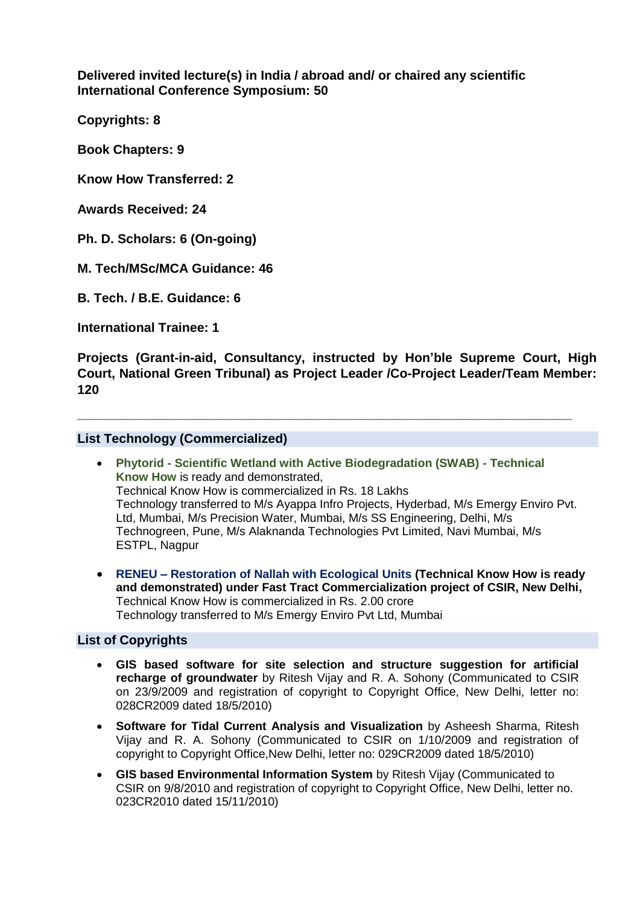**Delivered invited lecture(s) in India / abroad and/ or chaired any scientific International Conference Symposium: 50**

**Copyrights: 8**

**Book Chapters: 9**

**Know How Transferred: 2**

**Awards Received: 24**

**Ph. D. Scholars: 6 (On-going)**

**M. Tech/MSc/MCA Guidance: 46**

**B. Tech. / B.E. Guidance: 6**

**International Trainee: 1**

**Projects (Grant-in-aid, Consultancy, instructed by Hon'ble Supreme Court, High Court, National Green Tribunal) as Project Leader /Co-Project Leader/Team Member: 120**

---

## List Technology (Commercialized)

- **Phytorid - Scientific Wetland with Active Biodegradation (SWAB) - Technical Know How** is ready and demonstrated,
  Technical Know How is commercialized in Rs. 18 Lakhs
  Technology transferred to M/s Ayappa Infro Projects, Hyderbad, M/s Emergy Enviro Pvt. Ltd, Mumbai, M/s Precision Water, Mumbai, M/s SS Engineering, Delhi, M/s Technogreen, Pune, M/s Alaknanda Technologies Pvt Limited, Navi Mumbai, M/s ESTPL, Nagpur

- **RENEU – Restoration of Nallah with Ecological Units (Technical Know How is ready and demonstrated) under Fast Tract Commercialization project of CSIR, New Delhi,**
  Technical Know How is commercialized in Rs. 2.00 crore
  Technology transferred to M/s Emergy Enviro Pvt Ltd, Mumbai

## List of Copyrights

- **GIS based software for site selection and structure suggestion for artificial recharge of groundwater** by Ritesh Vijay and R. A. Sohony (Communicated to CSIR on 23/9/2009 and registration of copyright to Copyright Office, New Delhi, letter no: 028CR2009 dated 18/5/2010)

- **Software for Tidal Current Analysis and Visualization** by Asheesh Sharma, Ritesh Vijay and R. A. Sohony (Communicated to CSIR on 1/10/2009 and registration of copyright to Copyright Office,New Delhi, letter no: 029CR2009 dated 18/5/2010)

- **GIS based Environmental Information System** by Ritesh Vijay (Communicated to CSIR on 9/8/2010 and registration of copyright to Copyright Office, New Delhi, letter no. 023CR2010 dated 15/11/2010)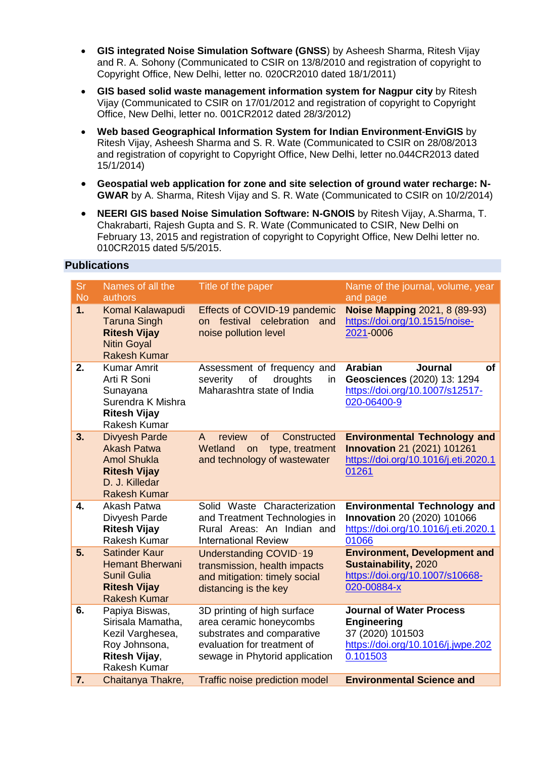- **GIS integrated Noise Simulation Software (GNSS)** by Asheesh Sharma, Ritesh Vijay and R. A. Sohony (Communicated to CSIR on 13/8/2010 and registration of copyright to Copyright Office, New Delhi, letter no. 020CR2010 dated 18/1/2011)
- **GIS based solid waste management information system for Nagpur city** by Ritesh Vijay (Communicated to CSIR on 17/01/2012 and registration of copyright to Copyright Office, New Delhi, letter no. 001CR2012 dated 28/3/2012)
- **Web based Geographical Information System for Indian Environment-EnviGIS** by Ritesh Vijay, Asheesh Sharma and S. R. Wate (Communicated to CSIR on 28/08/2013 and registration of copyright to Copyright Office, New Delhi, letter no.044CR2013 dated 15/1/2014)
- **Geospatial web application for zone and site selection of ground water recharge: N-GWAR** by A. Sharma, Ritesh Vijay and S. R. Wate (Communicated to CSIR on 10/2/2014)
- **NEERI GIS based Noise Simulation Software: N-GNOIS** by Ritesh Vijay, A.Sharma, T. Chakrabarti, Rajesh Gupta and S. R. Wate (Communicated to CSIR, New Delhi on February 13, 2015 and registration of copyright to Copyright Office, New Delhi letter no. 010CR2015 dated 5/5/2015.

## Publications

| Sr No | Names of all the authors | Title of the paper | Name of the journal, volume, year and page |
|---|---|---|---|
| **1.** | Komal Kalawapudi<br>Taruna Singh<br>**Ritesh Vijay**<br>Nitin Goyal<br>Rakesh Kumar | Effects of COVID-19 pandemic on festival celebration and noise pollution level | **Noise Mapping** 2021, 8 (89-93)<br>https://doi.org/10.1515/noise-2021-0006 |
| **2.** | Kumar Amrit<br>Arti R Soni<br>Sunayana<br>Surendra K Mishra<br>**Ritesh Vijay**<br>Rakesh Kumar | Assessment of frequency and severity of droughts in Maharashtra state of India | **Arabian Journal of Geosciences** (2020) 13: 1294<br>https://doi.org/10.1007/s12517-020-06400-9 |
| **3.** | Divyesh Parde<br>Akash Patwa<br>Amol Shukla<br>**Ritesh Vijay**<br>D. J. Killedar<br>Rakesh Kumar | A review of Constructed Wetland on type, treatment and technology of wastewater | **Environmental Technology and Innovation** 21 (2021) 101261<br>https://doi.org/10.1016/j.eti.2020.101261 |
| **4.** | Akash Patwa<br>Divyesh Parde<br>**Ritesh Vijay**<br>Rakesh Kumar | Solid Waste Characterization and Treatment Technologies in Rural Areas: An Indian and International Review | **Environmental Technology and Innovation** 20 (2020) 101066<br>https://doi.org/10.1016/j.eti.2020.101066 |
| **5.** | Satinder Kaur<br>Hemant Bherwani<br>Sunil Gulia<br>**Ritesh Vijay**<br>Rakesh Kumar | Understanding COVID-19 transmission, health impacts and mitigation: timely social distancing is the key | **Environment, Development and Sustainability,** 2020<br>https://doi.org/10.1007/s10668-020-00884-x |
| **6.** | Papiya Biswas,<br>Sirisala Mamatha,<br>Kezil Varghesea,<br>Roy Johnsona,<br>**Ritesh Vijay**,<br>Rakesh Kumar | 3D printing of high surface area ceramic honeycombs substrates and comparative evaluation for treatment of sewage in Phytorid application | **Journal of Water Process Engineering**<br>37 (2020) 101503<br>https://doi.org/10.1016/j.jwpe.2020.101503 |
| **7.** | Chaitanya Thakre, | Traffic noise prediction model | **Environmental Science and** |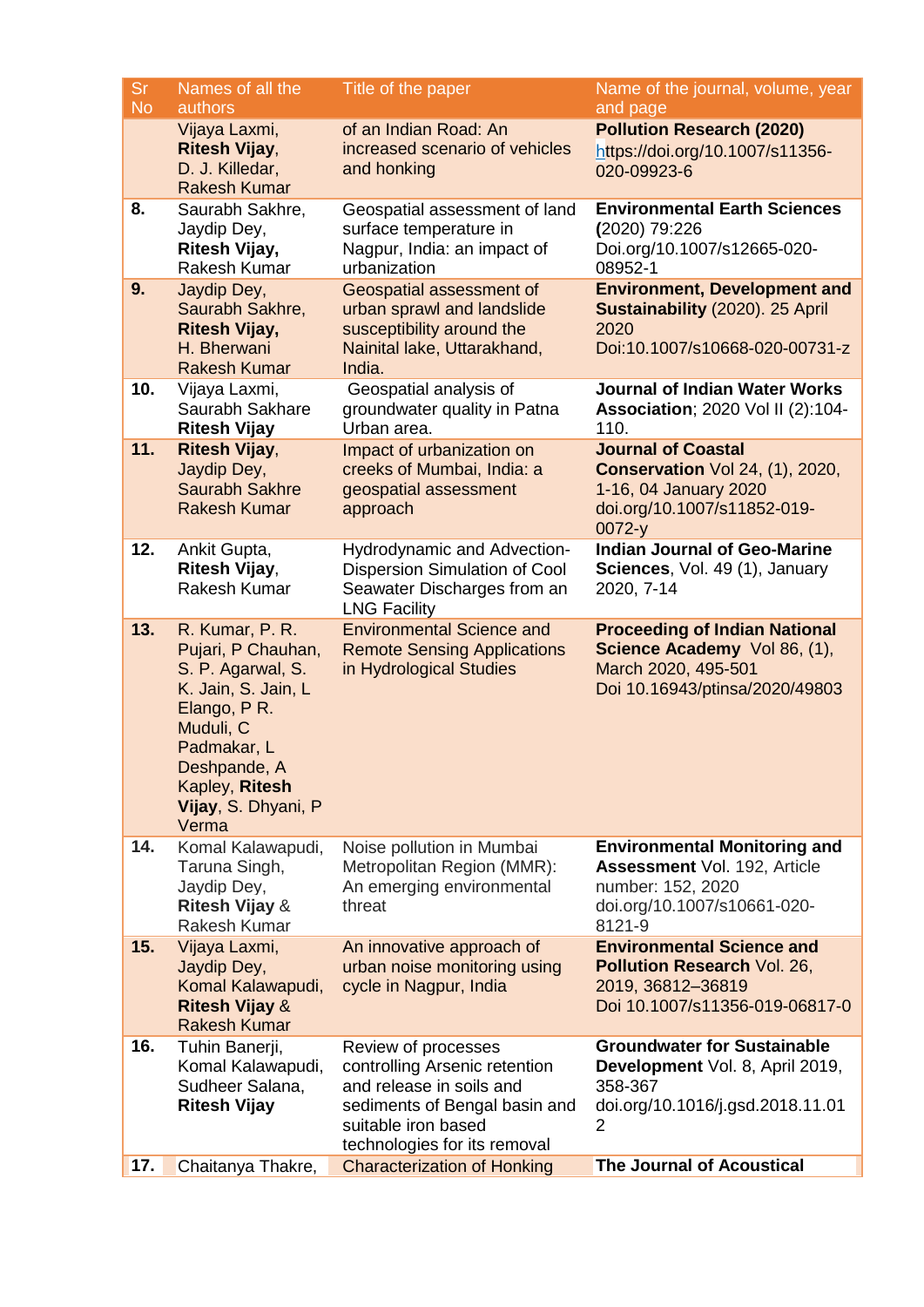| Sr No | Names of all the authors | Title of the paper | Name of the journal, volume, year and page |
|---|---|---|---|
| | Vijaya Laxmi, **Ritesh Vijay**, D. J. Killedar, Rakesh Kumar | of an Indian Road: An increased scenario of vehicles and honking | **Pollution Research (2020)** https://doi.org/10.1007/s11356-020-09923-6 |
| **8.** | Saurabh Sakhre, Jaydip Dey, **Ritesh Vijay,** Rakesh Kumar | Geospatial assessment of land surface temperature in Nagpur, India: an impact of urbanization | **Environmental Earth Sciences (**2020) 79:226 Doi.org/10.1007/s12665-020-08952-1 |
| **9.** | Jaydip Dey, Saurabh Sakhre, **Ritesh Vijay,** H. Bherwani Rakesh Kumar | Geospatial assessment of urban sprawl and landslide susceptibility around the Nainital lake, Uttarakhand, India. | **Environment, Development and Sustainability** (2020). 25 April 2020 Doi:10.1007/s10668-020-00731-z |
| **10.** | Vijaya Laxmi, Saurabh Sakhare **Ritesh Vijay** | Geospatial analysis of groundwater quality in Patna Urban area. | **Journal of Indian Water Works Association**; 2020 Vol II (2):104-110. |
| **11.** | **Ritesh Vijay**, Jaydip Dey, Saurabh Sakhre Rakesh Kumar | Impact of urbanization on creeks of Mumbai, India: a geospatial assessment approach | **Journal of Coastal Conservation** Vol 24, (1), 2020, 1-16, 04 January 2020 doi.org/10.1007/s11852-019-0072-y |
| **12.** | Ankit Gupta, **Ritesh Vijay**, Rakesh Kumar | Hydrodynamic and Advection-Dispersion Simulation of Cool Seawater Discharges from an LNG Facility | **Indian Journal of Geo-Marine Sciences**, Vol. 49 (1), January 2020, 7-14 |
| **13.** | R. Kumar, P. R. Pujari, P Chauhan, S. P. Agarwal, S. K. Jain, S. Jain, L Elango, P R. Muduli, C Padmakar, L Deshpande, A Kapley, **Ritesh Vijay**, S. Dhyani, P Verma | Environmental Science and Remote Sensing Applications in Hydrological Studies | **Proceeding of Indian National Science Academy** Vol 86, (1), March 2020, 495-501 Doi 10.16943/ptinsa/2020/49803 |
| **14.** | Komal Kalawapudi, Taruna Singh, Jaydip Dey, **Ritesh Vijay** & Rakesh Kumar | Noise pollution in Mumbai Metropolitan Region (MMR): An emerging environmental threat | **Environmental Monitoring and Assessment** Vol. 192, Article number: 152, 2020 doi.org/10.1007/s10661-020-8121-9 |
| **15.** | Vijaya Laxmi, Jaydip Dey, Komal Kalawapudi, **Ritesh Vijay** & Rakesh Kumar | An innovative approach of urban noise monitoring using cycle in Nagpur, India | **Environmental Science and Pollution Research** Vol. 26, 2019, 36812–36819 Doi 10.1007/s11356-019-06817-0 |
| **16.** | Tuhin Banerji, Komal Kalawapudi, Sudheer Salana, **Ritesh Vijay** | Review of processes controlling Arsenic retention and release in soils and sediments of Bengal basin and suitable iron based technologies for its removal | **Groundwater for Sustainable Development** Vol. 8, April 2019, 358-367 doi.org/10.1016/j.gsd.2018.11.012 |
| **17.** | Chaitanya Thakre, | Characterization of Honking | **The Journal of Acoustical** |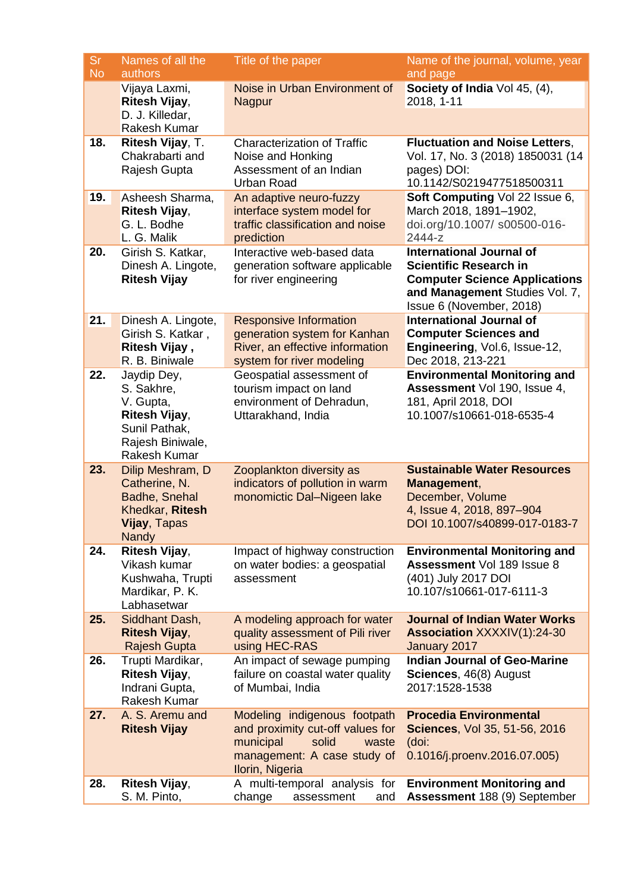| Sr No | Names of all the authors | Title of the paper | Name of the journal, volume, year and page |
|---|---|---|---|
| | Vijaya Laxmi, **Ritesh Vijay**, D. J. Killedar, Rakesh Kumar | Noise in Urban Environment of Nagpur | **Society of India** Vol 45, (4), 2018, 1-11 |
| **18.** | **Ritesh Vijay**, T. Chakrabarti and Rajesh Gupta | Characterization of Traffic Noise and Honking Assessment of an Indian Urban Road | **Fluctuation and Noise Letters**, Vol. 17, No. 3 (2018) 1850031 (14 pages) DOI: 10.1142/S0219477518500311 |
| **19.** | Asheesh Sharma, **Ritesh Vijay**, G. L. Bodhe L. G. Malik | An adaptive neuro-fuzzy interface system model for traffic classification and noise prediction | **Soft Computing** Vol 22 Issue 6, March 2018, 1891–1902, doi.org/10.1007/ s00500-016-2444-z |
| **20.** | Girish S. Katkar, Dinesh A. Lingote, **Ritesh Vijay** | Interactive web-based data generation software applicable for river engineering | **International Journal of Scientific Research in Computer Science Applications and Management** Studies Vol. 7, Issue 6 (November, 2018) |
| **21.** | Dinesh A. Lingote, Girish S. Katkar , **Ritesh Vijay ,** R. B. Biniwale | Responsive Information generation system for Kanhan River, an effective information system for river modeling | **International Journal of Computer Sciences and Engineering**, Vol.6, Issue-12, Dec 2018, 213-221 |
| **22.** | Jaydip Dey, S. Sakhre, V. Gupta, **Ritesh Vijay**, Sunil Pathak, Rajesh Biniwale, Rakesh Kumar | Geospatial assessment of tourism impact on land environment of Dehradun, Uttarakhand, India | **Environmental Monitoring and Assessment** Vol 190, Issue 4, 181, April 2018, DOI 10.1007/s10661-018-6535-4 |
| **23.** | Dilip Meshram, D Catherine, N. Badhe, Snehal Khedkar, **Ritesh Vijay**, Tapas Nandy | Zooplankton diversity as indicators of pollution in warm monomictic Dal–Nigeen lake | **Sustainable Water Resources Management**, December, Volume 4, Issue 4, 2018, 897–904 DOI 10.1007/s40899-017-0183-7 |
| **24.** | **Ritesh Vijay**, Vikash kumar Kushwaha, Trupti Mardikar, P. K. Labhasetwar | Impact of highway construction on water bodies: a geospatial assessment | **Environmental Monitoring and Assessment** Vol 189 Issue 8 (401) July 2017 DOI 10.107/s10661-017-6111-3 |
| **25.** | Siddhant Dash, **Ritesh Vijay**, Rajesh Gupta | A modeling approach for water quality assessment of Pili river using HEC-RAS | **Journal of Indian Water Works Association** XXXXIV(1):24-30 January 2017 |
| **26.** | Trupti Mardikar, **Ritesh Vijay**, Indrani Gupta, Rakesh Kumar | An impact of sewage pumping failure on coastal water quality of Mumbai, India | **Indian Journal of Geo-Marine Sciences**, 46(8) August 2017:1528-1538 |
| **27.** | A. S. Aremu and **Ritesh Vijay** | Modeling indigenous footpath and proximity cut-off values for municipal solid waste management: A case study of Ilorin, Nigeria | **Procedia Environmental Sciences**, Vol 35, 51-56, 2016 (doi: 0.1016/j.proenv.2016.07.005) |
| **28.** | **Ritesh Vijay**, S. M. Pinto, | A multi-temporal analysis for change assessment and | **Environment Monitoring and Assessment** 188 (9) September |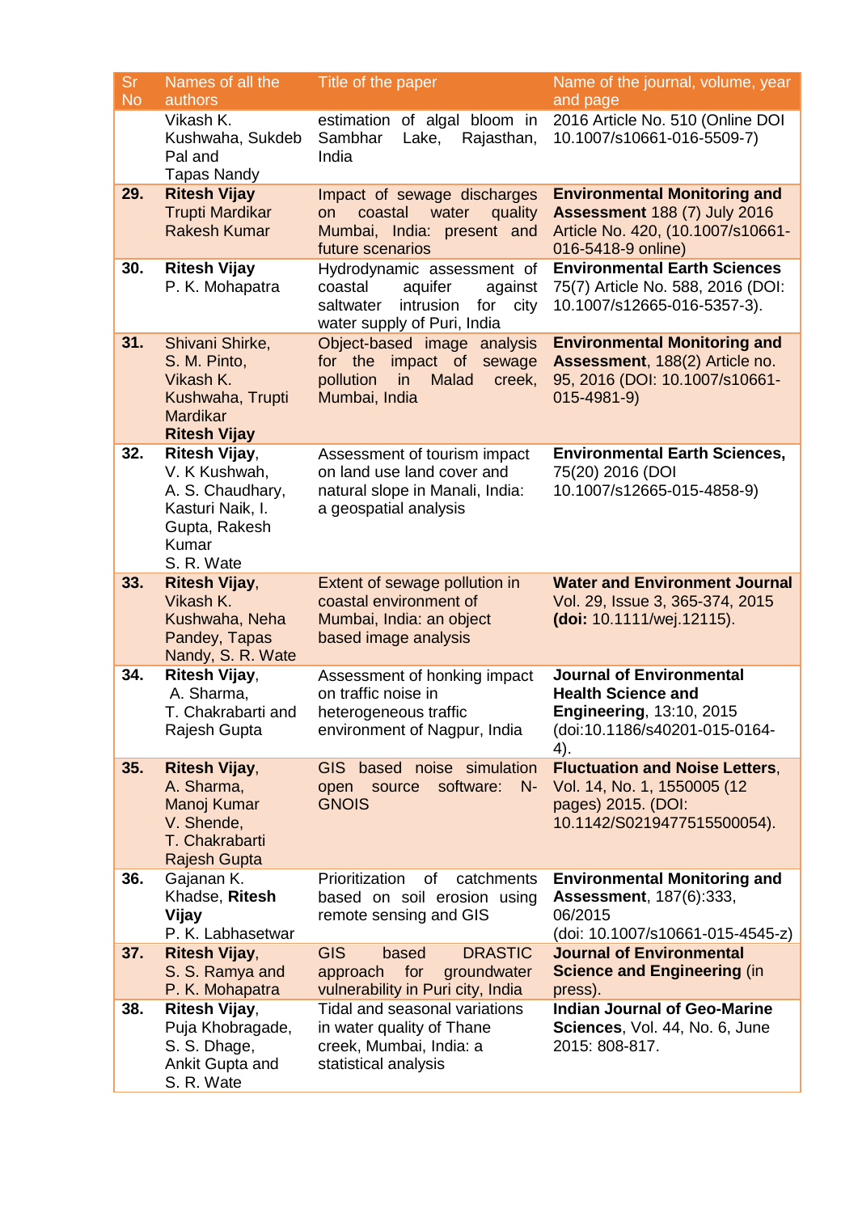| Sr No | Names of all the authors | Title of the paper | Name of the journal, volume, year and page |
|---|---|---|---|
| | Vikash K. Kushwaha, Sukdeb Pal and Tapas Nandy | estimation of algal bloom in Sambhar Lake, Rajasthan, India | 2016 Article No. 510 (Online DOI 10.1007/s10661-016-5509-7) |
| **29.** | **Ritesh Vijay** Trupti Mardikar Rakesh Kumar | Impact of sewage discharges on coastal water quality Mumbai, India: present and future scenarios | **Environmental Monitoring and Assessment** 188 (7) July 2016 Article No. 420, (10.1007/s10661-016-5418-9 online) |
| **30.** | **Ritesh Vijay** P. K. Mohapatra | Hydrodynamic assessment of coastal aquifer against saltwater intrusion for city water supply of Puri, India | **Environmental Earth Sciences** 75(7) Article No. 588, 2016 (DOI: 10.1007/s12665-016-5357-3). |
| **31.** | Shivani Shirke, S. M. Pinto, Vikash K. Kushwaha, Trupti Mardikar **Ritesh Vijay** | Object-based image analysis for the impact of sewage pollution in Malad creek, Mumbai, India | **Environmental Monitoring and Assessment**, 188(2) Article no. 95, 2016 (DOI: 10.1007/s10661-015-4981-9) |
| **32.** | **Ritesh Vijay**, V. K Kushwah, A. S. Chaudhary, Kasturi Naik, I. Gupta, Rakesh Kumar S. R. Wate | Assessment of tourism impact on land use land cover and natural slope in Manali, India: a geospatial analysis | **Environmental Earth Sciences,** 75(20) 2016 (DOI 10.1007/s12665-015-4858-9) |
| **33.** | **Ritesh Vijay**, Vikash K. Kushwaha, Neha Pandey, Tapas Nandy, S. R. Wate | Extent of sewage pollution in coastal environment of Mumbai, India: an object based image analysis | **Water and Environment Journal** Vol. 29, Issue 3, 365-374, 2015 **(doi:** 10.1111/wej.12115). |
| **34.** | **Ritesh Vijay**, A. Sharma, T. Chakrabarti and Rajesh Gupta | Assessment of honking impact on traffic noise in heterogeneous traffic environment of Nagpur, India | **Journal of Environmental Health Science and Engineering**, 13:10, 2015 (doi:10.1186/s40201-015-0164-4). |
| **35.** | **Ritesh Vijay**, A. Sharma, Manoj Kumar V. Shende, T. Chakrabarti Rajesh Gupta | GIS based noise simulation open source software: N-GNOIS | **Fluctuation and Noise Letters**, Vol. 14, No. 1, 1550005 (12 pages) 2015. (DOI: 10.1142/S0219477515500054). |
| **36.** | Gajanan K. Khadse, **Ritesh Vijay** P. K. Labhasetwar | Prioritization of catchments based on soil erosion using remote sensing and GIS | **Environmental Monitoring and Assessment**, 187(6):333, 06/2015 (doi: 10.1007/s10661-015-4545-z) |
| **37.** | **Ritesh Vijay**, S. S. Ramya and P. K. Mohapatra | GIS based DRASTIC approach for groundwater vulnerability in Puri city, India | **Journal of Environmental Science and Engineering** (in press). |
| **38.** | **Ritesh Vijay**, Puja Khobragade, S. S. Dhage, Ankit Gupta and S. R. Wate | Tidal and seasonal variations in water quality of Thane creek, Mumbai, India: a statistical analysis | **Indian Journal of Geo-Marine Sciences**, Vol. 44, No. 6, June 2015: 808-817. |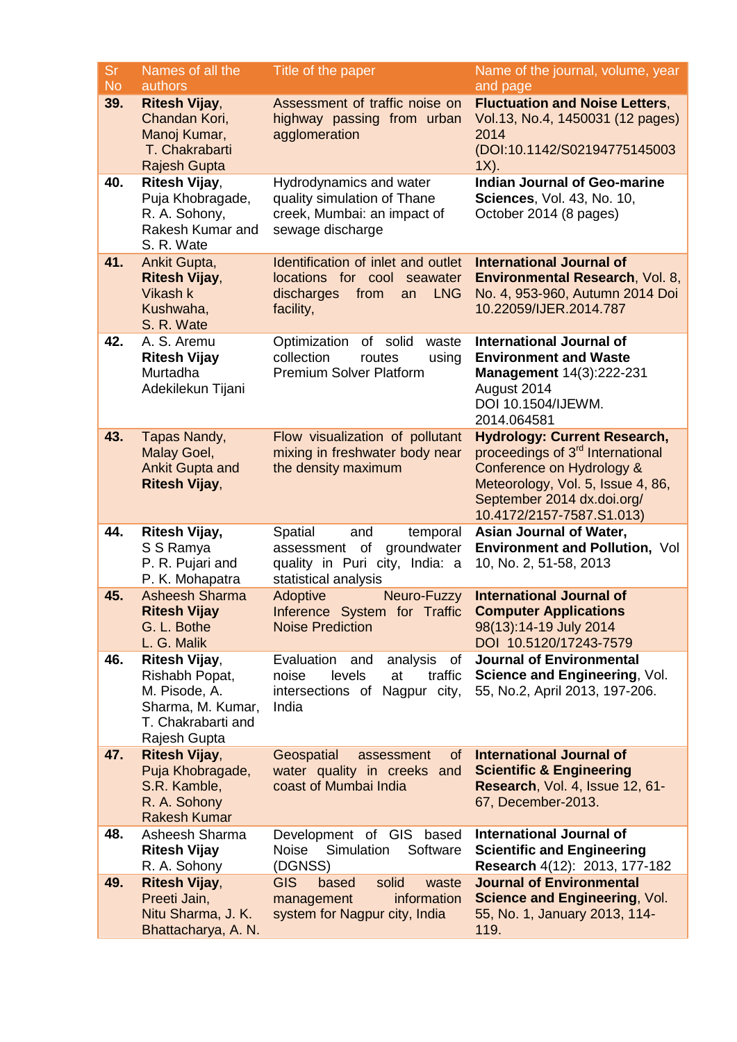| Sr No | Names of all the authors | Title of the paper | Name of the journal, volume, year and page |
|---|---|---|---|
| **39.** | **Ritesh Vijay**, Chandan Kori, Manoj Kumar, T. Chakrabarti Rajesh Gupta | Assessment of traffic noise on highway passing from urban agglomeration | **Fluctuation and Noise Letters**, Vol.13, No.4, 1450031 (12 pages) 2014 (DOI:10.1142/S021947751450031X). |
| **40.** | **Ritesh Vijay**, Puja Khobragade, R. A. Sohony, Rakesh Kumar and S. R. Wate | Hydrodynamics and water quality simulation of Thane creek, Mumbai: an impact of sewage discharge | **Indian Journal of Geo-marine Sciences**, Vol. 43, No. 10, October 2014 (8 pages) |
| **41.** | Ankit Gupta, **Ritesh Vijay**, Vikash k Kushwaha, S. R. Wate | Identification of inlet and outlet locations for cool seawater discharges from an LNG facility, | **International Journal of Environmental Research**, Vol. 8, No. 4, 953-960, Autumn 2014 Doi 10.22059/IJER.2014.787 |
| **42.** | A. S. Aremu **Ritesh Vijay** Murtadha Adekilekun Tijani | Optimization of solid waste collection routes using Premium Solver Platform | **International Journal of Environment and Waste Management** 14(3):222-231 August 2014 DOI 10.1504/IJEWM. 2014.064581 |
| **43.** | Tapas Nandy, Malay Goel, Ankit Gupta and **Ritesh Vijay**, | Flow visualization of pollutant mixing in freshwater body near the density maximum | **Hydrology: Current Research,** proceedings of 3rd International Conference on Hydrology & Meteorology, Vol. 5, Issue 4, 86, September 2014 dx.doi.org/ 10.4172/2157-7587.S1.013) |
| **44.** | **Ritesh Vijay,** S S Ramya P. R. Pujari and P. K. Mohapatra | Spatial and temporal assessment of groundwater quality in Puri city, India: a statistical analysis | **Asian Journal of Water, Environment and Pollution,** Vol 10, No. 2, 51-58, 2013 |
| **45.** | Asheesh Sharma **Ritesh Vijay** G. L. Bothe L. G. Malik | Adoptive Neuro-Fuzzy Inference System for Traffic Noise Prediction | **International Journal of Computer Applications** 98(13):14-19 July 2014 DOI 10.5120/17243-7579 |
| **46.** | **Ritesh Vijay**, Rishabh Popat, M. Pisode, A. Sharma, M. Kumar, T. Chakrabarti and Rajesh Gupta | Evaluation and analysis of noise levels at traffic intersections of Nagpur city, India | **Journal of Environmental Science and Engineering**, Vol. 55, No.2, April 2013, 197-206. |
| **47.** | **Ritesh Vijay**, Puja Khobragade, S.R. Kamble, R. A. Sohony Rakesh Kumar | Geospatial assessment of water quality in creeks and coast of Mumbai India | **International Journal of Scientific & Engineering Research**, Vol. 4, Issue 12, 61-67, December-2013. |
| **48.** | Asheesh Sharma **Ritesh Vijay** R. A. Sohony | Development of GIS based Noise Simulation Software (DGNSS) | **International Journal of Scientific and Engineering Research** 4(12): 2013, 177-182 |
| **49.** | **Ritesh Vijay**, Preeti Jain, Nitu Sharma, J. K. Bhattacharya, A. N. | GIS based solid waste management information system for Nagpur city, India | **Journal of Environmental Science and Engineering**, Vol. 55, No. 1, January 2013, 114-119. |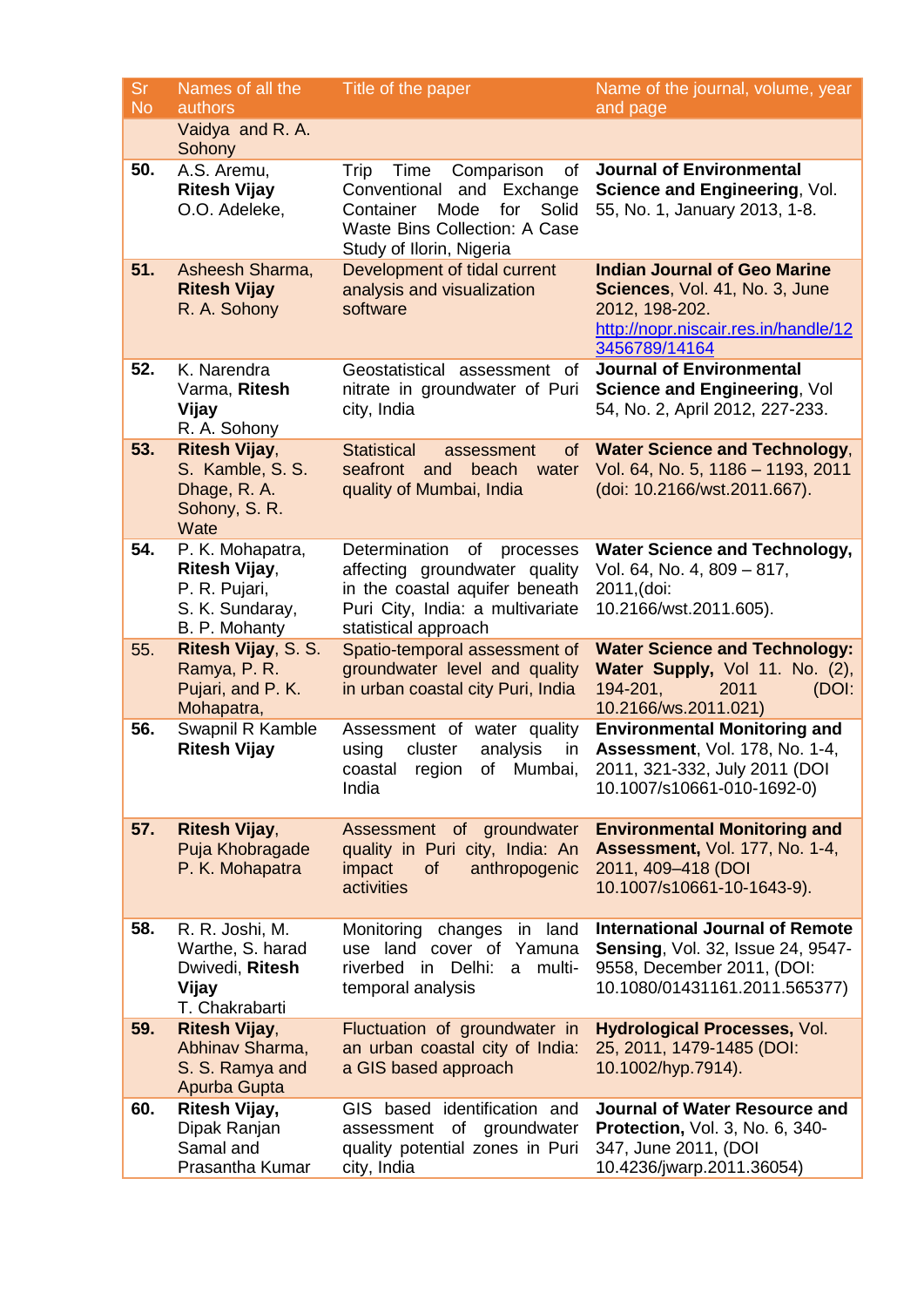| Sr No | Names of all the authors | Title of the paper | Name of the journal, volume, year and page |
|---|---|---|---|
| | Vaidya and R. A. Sohony | | |
| **50.** | A.S. Aremu, **Ritesh Vijay** O.O. Adeleke, | Trip Time Comparison of Conventional and Exchange Container Mode for Solid Waste Bins Collection: A Case Study of Ilorin, Nigeria | **Journal of Environmental Science and Engineering**, Vol. 55, No. 1, January 2013, 1-8. |
| **51.** | Asheesh Sharma, **Ritesh Vijay** R. A. Sohony | Development of tidal current analysis and visualization software | **Indian Journal of Geo Marine Sciences**, Vol. 41, No. 3, June 2012, 198-202. http://nopr.niscair.res.in/handle/123456789/14164 |
| **52.** | K. Narendra Varma, **Ritesh Vijay** R. A. Sohony | Geostatistical assessment of nitrate in groundwater of Puri city, India | **Journal of Environmental Science and Engineering**, Vol 54, No. 2, April 2012, 227-233. |
| **53.** | **Ritesh Vijay**, S. Kamble, S. S. Dhage, R. A. Sohony, S. R. Wate | Statistical assessment of seafront and beach water quality of Mumbai, India | **Water Science and Technology**, Vol. 64, No. 5, 1186 – 1193, 2011 (doi: 10.2166/wst.2011.667). |
| **54.** | P. K. Mohapatra, **Ritesh Vijay**, P. R. Pujari, S. K. Sundaray, B. P. Mohanty | Determination of processes affecting groundwater quality in the coastal aquifer beneath Puri City, India: a multivariate statistical approach | **Water Science and Technology,** Vol. 64, No. 4, 809 – 817, 2011,(doi: 10.2166/wst.2011.605). |
| 55. | **Ritesh Vijay**, S. S. Ramya, P. R. Pujari, and P. K. Mohapatra, | Spatio-temporal assessment of groundwater level and quality in urban coastal city Puri, India | **Water Science and Technology: Water Supply,** Vol 11. No. (2), 194-201, 2011 (DOI: 10.2166/ws.2011.021) |
| **56.** | Swapnil R Kamble **Ritesh Vijay** | Assessment of water quality using cluster analysis in coastal region of Mumbai, India | **Environmental Monitoring and Assessment**, Vol. 178, No. 1-4, 2011, 321-332, July 2011 (DOI 10.1007/s10661-010-1692-0) |
| **57.** | **Ritesh Vijay**, Puja Khobragade P. K. Mohapatra | Assessment of groundwater quality in Puri city, India: An impact of anthropogenic activities | **Environmental Monitoring and Assessment,** Vol. 177, No. 1-4, 2011, 409–418 (DOI 10.1007/s10661-10-1643-9). |
| **58.** | R. R. Joshi, M. Warthe, S. harad Dwivedi, **Ritesh Vijay** T. Chakrabarti | Monitoring changes in land use land cover of Yamuna riverbed in Delhi: a multi-temporal analysis | **International Journal of Remote Sensing**, Vol. 32, Issue 24, 9547-9558, December 2011, (DOI: 10.1080/01431161.2011.565377) |
| **59.** | **Ritesh Vijay**, Abhinav Sharma, S. S. Ramya and Apurba Gupta | Fluctuation of groundwater in an urban coastal city of India: a GIS based approach | **Hydrological Processes,** Vol. 25, 2011, 1479-1485 (DOI: 10.1002/hyp.7914). |
| **60.** | **Ritesh Vijay,** Dipak Ranjan Samal and Prasantha Kumar | GIS based identification and assessment of groundwater quality potential zones in Puri city, India | **Journal of Water Resource and Protection,** Vol. 3, No. 6, 340-347, June 2011, (DOI 10.4236/jwarp.2011.36054) |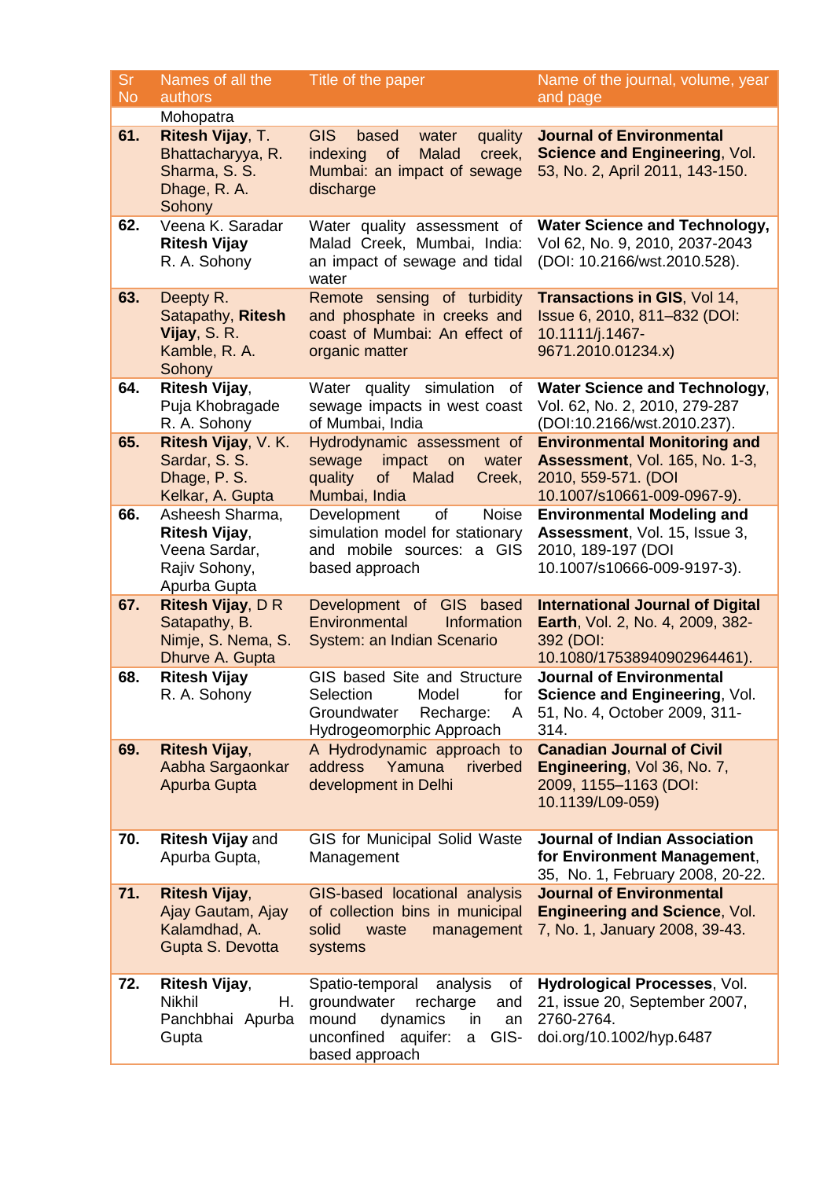| Sr No | Names of all the authors | Title of the paper | Name of the journal, volume, year and page |
|---|---|---|---|
| | Mohopatra | | |
| 61. | **Ritesh Vijay**, T. Bhattacharyya, R. Sharma, S. S. Dhage, R. A. Sohony | GIS based water quality indexing of Malad creek, Mumbai: an impact of sewage discharge | **Journal of Environmental Science and Engineering**, Vol. 53, No. 2, April 2011, 143-150. |
| 62. | Veena K. Saradar **Ritesh Vijay** R. A. Sohony | Water quality assessment of Malad Creek, Mumbai, India: an impact of sewage and tidal water | **Water Science and Technology,** Vol 62, No. 9, 2010, 2037-2043 (DOI: 10.2166/wst.2010.528). |
| 63. | Deepty R. Satapathy, **Ritesh Vijay**, S. R. Kamble, R. A. Sohony | Remote sensing of turbidity and phosphate in creeks and coast of Mumbai: An effect of organic matter | **Transactions in GIS**, Vol 14, Issue 6, 2010, 811–832 (DOI: 10.1111/j.1467-9671.2010.01234.x) |
| 64. | **Ritesh Vijay**, Puja Khobragade R. A. Sohony | Water quality simulation of sewage impacts in west coast of Mumbai, India | **Water Science and Technology**, Vol. 62, No. 2, 2010, 279-287 (DOI:10.2166/wst.2010.237). |
| 65. | **Ritesh Vijay**, V. K. Sardar, S. S. Dhage, P. S. Kelkar, A. Gupta | Hydrodynamic assessment of sewage impact on water quality of Malad Creek, Mumbai, India | **Environmental Monitoring and Assessment**, Vol. 165, No. 1-3, 2010, 559-571. (DOI 10.1007/s10661-009-0967-9). |
| 66. | Asheesh Sharma, **Ritesh Vijay**, Veena Sardar, Rajiv Sohony, Apurba Gupta | Development of Noise simulation model for stationary and mobile sources: a GIS based approach | **Environmental Modeling and Assessment**, Vol. 15, Issue 3, 2010, 189-197 (DOI 10.1007/s10666-009-9197-3). |
| 67. | **Ritesh Vijay**, D R Satapathy, B. Nimje, S. Nema, S. Dhurve A. Gupta | Development of GIS based Environmental Information System: an Indian Scenario | **International Journal of Digital Earth**, Vol. 2, No. 4, 2009, 382-392 (DOI: 10.1080/17538940902964461). |
| 68. | **Ritesh Vijay** R. A. Sohony | GIS based Site and Structure Selection Model for Groundwater Recharge: A Hydrogeomorphic Approach | **Journal of Environmental Science and Engineering**, Vol. 51, No. 4, October 2009, 311-314. |
| 69. | **Ritesh Vijay**, Aabha Sargaonkar Apurba Gupta | A Hydrodynamic approach to address Yamuna riverbed development in Delhi | **Canadian Journal of Civil Engineering**, Vol 36, No. 7, 2009, 1155–1163 (DOI: 10.1139/L09-059) |
| 70. | **Ritesh Vijay** and Apurba Gupta, | GIS for Municipal Solid Waste Management | **Journal of Indian Association for Environment Management**, 35, No. 1, February 2008, 20-22. |
| 71. | **Ritesh Vijay**, Ajay Gautam, Ajay Kalamdhad, A. Gupta S. Devotta | GIS-based locational analysis of collection bins in municipal solid waste management systems | **Journal of Environmental Engineering and Science**, Vol. 7, No. 1, January 2008, 39-43. |
| 72. | **Ritesh Vijay**, Nikhil H. Panchbhai Apurba Gupta | Spatio-temporal analysis of groundwater recharge and mound dynamics in an unconfined aquifer: a GIS-based approach | **Hydrological Processes**, Vol. 21, issue 20, September 2007, 2760-2764. doi.org/10.1002/hyp.6487 |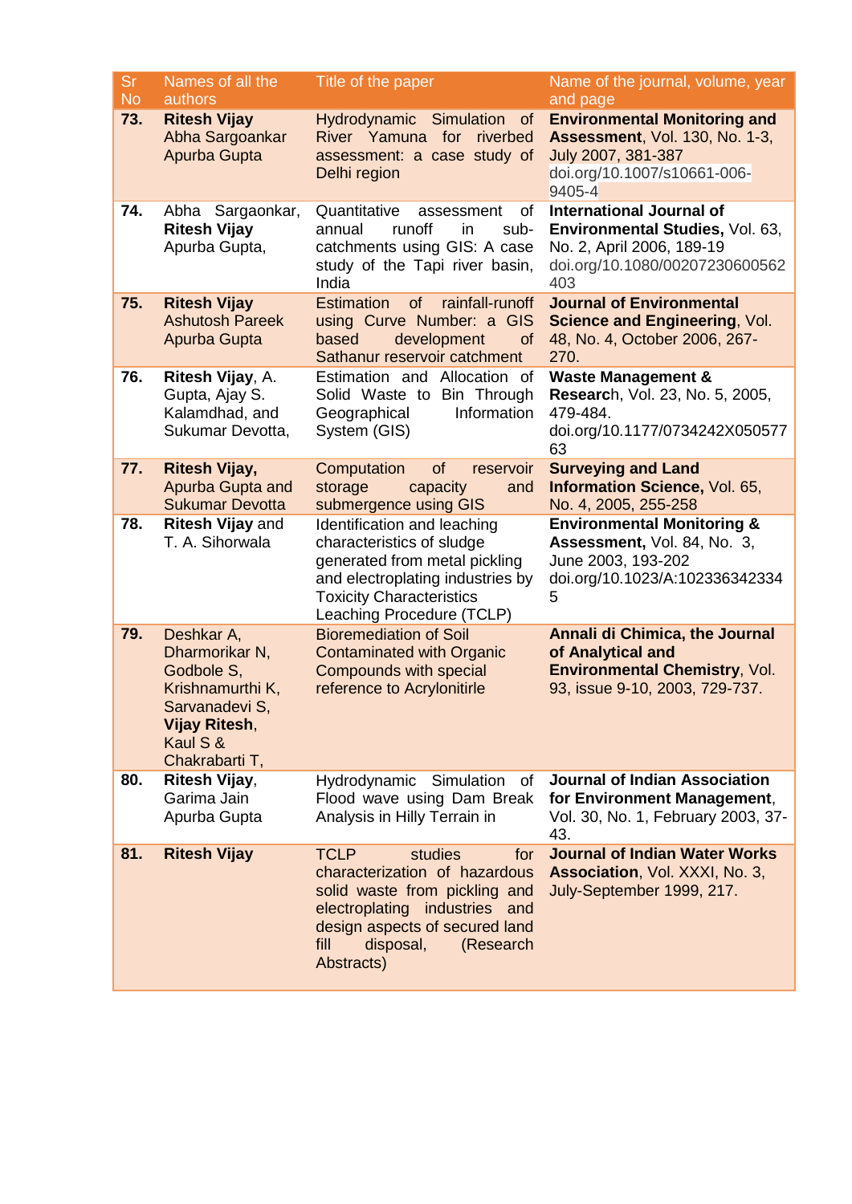| Sr No | Names of all the authors | Title of the paper | Name of the journal, volume, year and page |
|---|---|---|---|
| **73.** | **Ritesh Vijay** Abha Sargoankar Apurba Gupta | Hydrodynamic Simulation of River Yamuna for riverbed assessment: a case study of Delhi region | **Environmental Monitoring and Assessment**, Vol. 130, No. 1-3, July 2007, 381-387 doi.org/10.1007/s10661-006-9405-4 |
| **74.** | Abha Sargaonkar, **Ritesh Vijay** Apurba Gupta, | Quantitative assessment of annual runoff in sub-catchments using GIS: A case study of the Tapi river basin, India | **International Journal of Environmental Studies,** Vol. 63, No. 2, April 2006, 189-19 doi.org/10.1080/00207230600562403 |
| **75.** | **Ritesh Vijay** Ashutosh Pareek Apurba Gupta | Estimation of rainfall-runoff using Curve Number: a GIS based development of Sathanur reservoir catchment | **Journal of Environmental Science and Engineering**, Vol. 48, No. 4, October 2006, 267-270. |
| **76.** | **Ritesh Vijay**, A. Gupta, Ajay S. Kalamdhad, and Sukumar Devotta, | Estimation and Allocation of Solid Waste to Bin Through Geographical Information System (GIS) | **Waste Management & Research**, Vol. 23, No. 5, 2005, 479-484. doi.org/10.1177/0734242X05057763 |
| **77.** | **Ritesh Vijay,** Apurba Gupta and Sukumar Devotta | Computation of reservoir storage capacity and submergence using GIS | **Surveying and Land Information Science,** Vol. 65, No. 4, 2005, 255-258 |
| **78.** | **Ritesh Vijay** and T. A. Sihorwala | Identification and leaching characteristics of sludge generated from metal pickling and electroplating industries by Toxicity Characteristics Leaching Procedure (TCLP) | **Environmental Monitoring & Assessment,** Vol. 84, No. 3, June 2003, 193-202 doi.org/10.1023/A:1023363423345 |
| **79.** | Deshkar A, Dharmorikar N, Godbole S, Krishnamurthi K, Sarvanadevi S, **Vijay Ritesh**, Kaul S & Chakrabarti T, | Bioremediation of Soil Contaminated with Organic Compounds with special reference to Acrylonitirle | **Annali di Chimica, the Journal of Analytical and Environmental Chemistry**, Vol. 93, issue 9-10, 2003, 729-737. |
| **80.** | **Ritesh Vijay**, Garima Jain Apurba Gupta | Hydrodynamic Simulation of Flood wave using Dam Break Analysis in Hilly Terrain in | **Journal of Indian Association for Environment Management**, Vol. 30, No. 1, February 2003, 37-43. |
| **81.** | **Ritesh Vijay** | TCLP studies for characterization of hazardous solid waste from pickling and electroplating industries and design aspects of secured land fill disposal, (Research Abstracts) | **Journal of Indian Water Works Association**, Vol. XXXI, No. 3, July-September 1999, 217. |